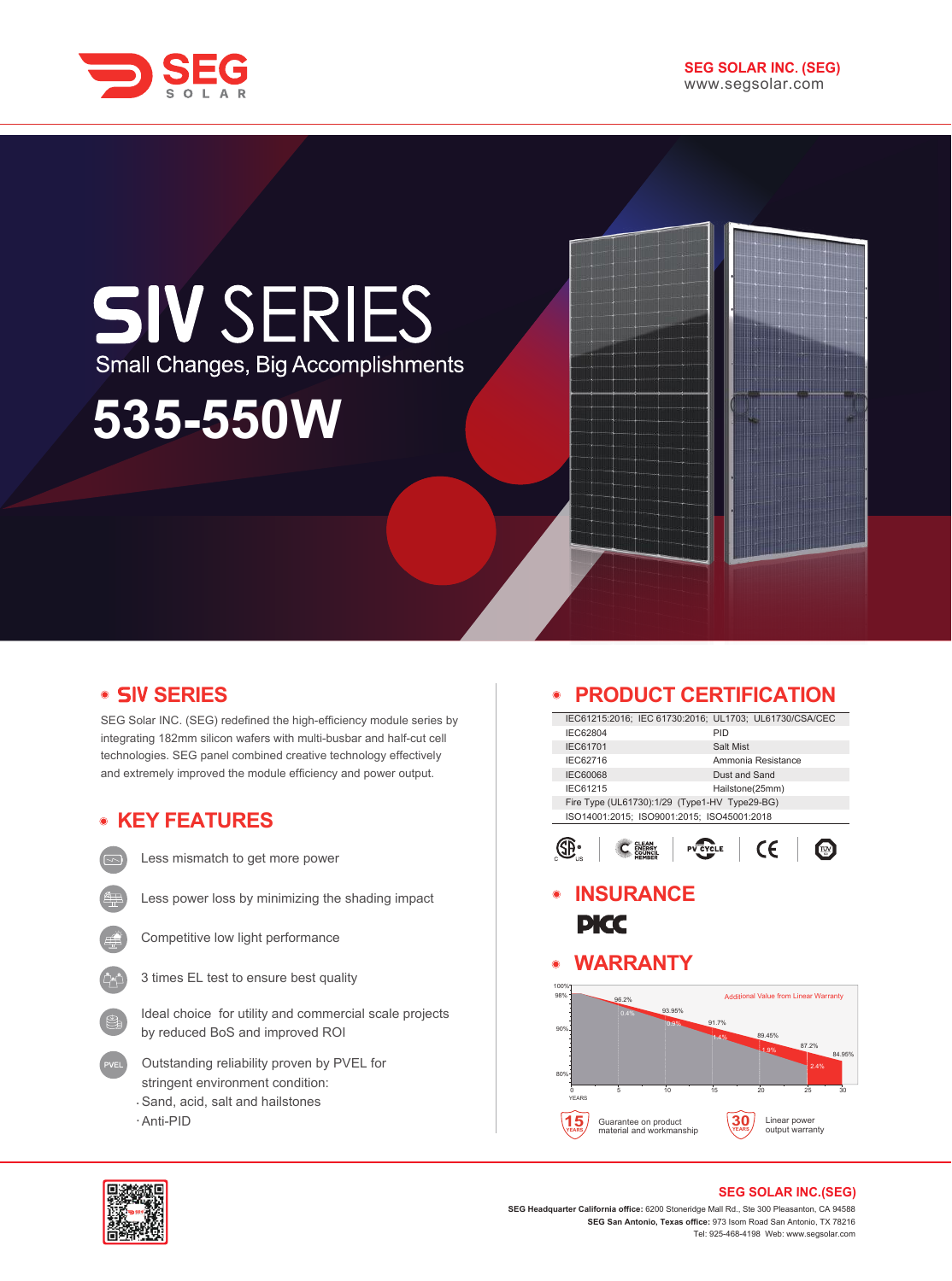**SEG SOLAR INC. (SEG)**
www.segsolar.com

# SIV SERIES

Small Changes, Big Accomplishments

# 535-550W

## SIV SERIES

SEG Solar INC. (SEG) redefined the high-efficiency module series by integrating 182mm silicon wafers with multi-busbar and half-cut cell technologies. SEG panel combined creative technology effectively and extremely improved the module efficiency and power output.

## KEY FEATURES

- Less mismatch to get more power
- Less power loss by minimizing the shading impact
- Competitive low light performance
- 3 times EL test to ensure best quality
- Ideal choice for utility and commercial scale projects by reduced BoS and improved ROI
- Outstanding reliability proven by PVEL for stringent environment condition:
  - Sand, acid, salt and hailstones
  - Anti-PID

## PRODUCT CERTIFICATION

| IEC61215:2016; IEC 61730:2016; UL1703; UL61730/CSA/CEC | |
|---|---|
| IEC62804 | PID |
| IEC61701 | Salt Mist |
| IEC62716 | Ammonia Resistance |
| IEC60068 | Dust and Sand |
| IEC61215 | Hailstone(25mm) |
| Fire Type (UL61730):1/29 (Type1-HV Type29-BG) | |
| ISO14001:2015; ISO9001:2015; ISO45001:2018 | |

## INSURANCE

PICC

## WARRANTY

Additional Value from Linear Warranty

| YEARS | 0 | 5 | 10 | 15 | 20 | 25 | 30 |
|---|---|---|---|---|---|---|---|
| Linear warranty | 98% | 96.2% | 93.95% | 91.7% | 89.45% | 87.2% | 84.95% |
| Additional value | | 0.4% | 0.9% | 1.4% | 1.9% | 2.4% | |

15 YEARS Guarantee on product material and workmanship

30 YEARS Linear power output warranty

**SEG SOLAR INC.(SEG)**

**SEG Headquarter California office:** 6200 Stoneridge Mall Rd., Ste 300 Pleasanton, CA 94588
**SEG San Antonio, Texas office:** 973 Isom Road San Antonio, TX 78216
Tel: 925-468-4198 Web: www.segsolar.com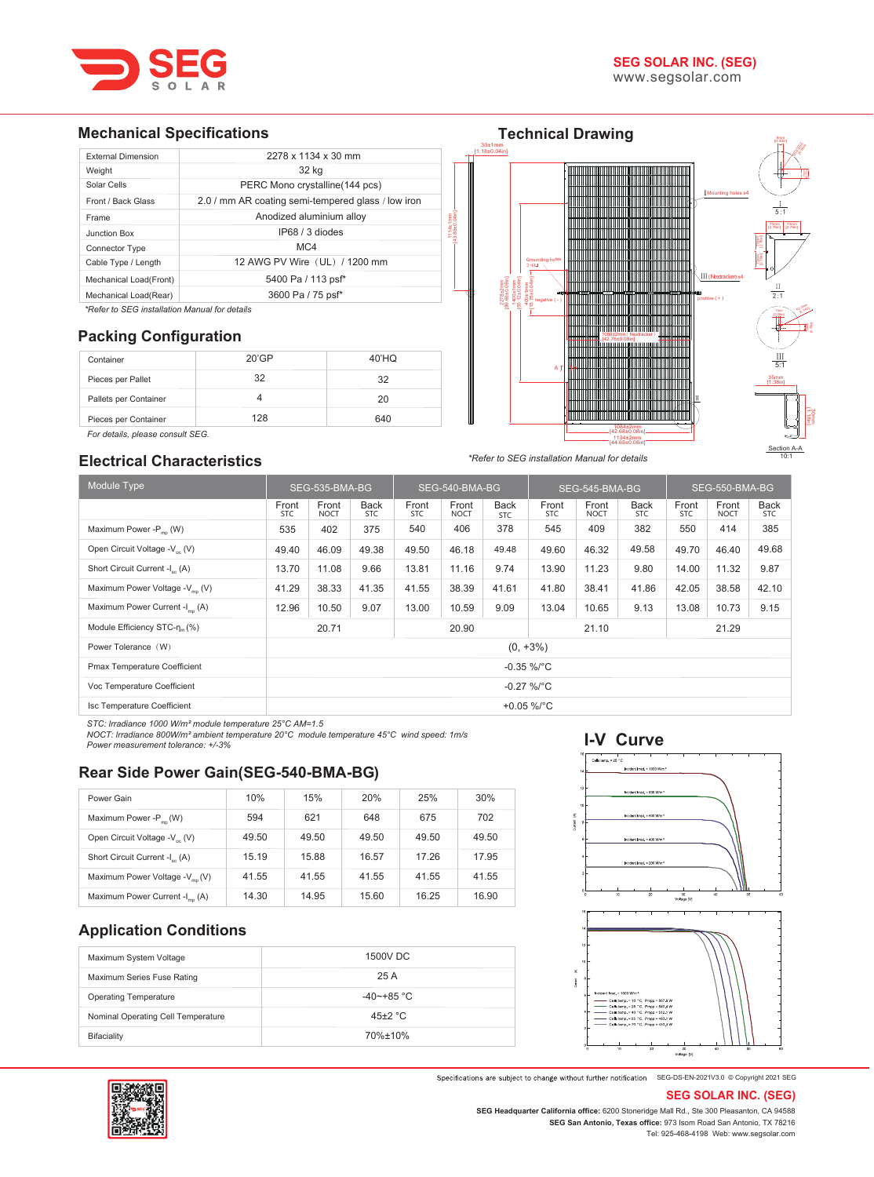# SEG SOLAR

**SEG SOLAR INC. (SEG)**
www.segsolar.com

## Mechanical Specifications

| | |
|---|---|
| External Dimension | 2278 x 1134 x 30 mm |
| Weight | 32 kg |
| Solar Cells | PERC Mono crystalline(144 pcs) |
| Front / Back Glass | 2.0 / mm AR coating semi-tempered glass / low iron |
| Frame | Anodized aluminium alloy |
| Junction Box | IP68 / 3 diodes |
| Connector Type | MC4 |
| Cable Type / Length | 12 AWG PV Wire（UL）/ 1200 mm |
| Mechanical Load(Front) | 5400 Pa / 113 psf* |
| Mechanical Load(Rear) | 3600 Pa / 75 psf* |

*\*Refer to SEG installation Manual for details*

## Technical Drawing

30±1mm [1.18±0.04in]
Mounting holes x4
I
5:1
1114±1mm [43.86±0.04in]
Grounding holes 2-Ø4
2278±2mm [89.69±0.08in]
negative ( - )
positive ( + )
II (Nextracker) x4
II
2:1
1086±2mm : Nextracker [42.76±0.08in]
A
III
5:1
1084±2mm [42.68±0.08in]
1134±2mm [44.65±0.08in]
35mm [1.38in]
30mm [1.18in]
Section A-A
10:1

*\*Refer to SEG installation Manual for details*

## Packing Configuration

| Container | 20'GP | 40'HQ |
|---|---|---|
| Pieces per Pallet | 32 | 32 |
| Pallets per Container | 4 | 20 |
| Pieces per Container | 128 | 640 |

*For details, please consult SEG.*

## Electrical Characteristics

| Module Type | SEG-535-BMA-BG | | | SEG-540-BMA-BG | | | SEG-545-BMA-BG | | | SEG-550-BMA-BG | | |
|---|---|---|---|---|---|---|---|---|---|---|---|---|
| | Front STC | Front NOCT | Back STC | Front STC | Front NOCT | Back STC | Front STC | Front NOCT | Back STC | Front STC | Front NOCT | Back STC |
| Maximum Power -$P_{mp}$ (W) | 535 | 402 | 375 | 540 | 406 | 378 | 545 | 409 | 382 | 550 | 414 | 385 |
| Open Circuit Voltage -$V_{oc}$ (V) | 49.40 | 46.09 | 49.38 | 49.50 | 46.18 | 49.48 | 49.60 | 46.32 | 49.58 | 49.70 | 46.40 | 49.68 |
| Short Circuit Current -$I_{sc}$ (A) | 13.70 | 11.08 | 9.66 | 13.81 | 11.16 | 9.74 | 13.90 | 11.23 | 9.80 | 14.00 | 11.32 | 9.87 |
| Maximum Power Voltage -$V_{mp}$ (V) | 41.29 | 38.33 | 41.35 | 41.55 | 38.39 | 41.61 | 41.80 | 38.41 | 41.86 | 42.05 | 38.58 | 42.10 |
| Maximum Power Current -$I_{mp}$ (A) | 12.96 | 10.50 | 9.07 | 13.00 | 10.59 | 9.09 | 13.04 | 10.65 | 9.13 | 13.08 | 10.73 | 9.15 |
| Module Efficiency STC-$\eta_m$ (%) | 20.71 | | | 20.90 | | | 21.10 | | | 21.29 | | |
| Power Tolerance（W） | (0, +3%) | | | | | | | | | | | |
| Pmax Temperature Coefficient | -0.35 %/°C | | | | | | | | | | | |
| Voc Temperature Coefficient | -0.27 %/°C | | | | | | | | | | | |
| Isc Temperature Coefficient | +0.05 %/°C | | | | | | | | | | | |

*STC: Irradiance 1000 W/m² module temperature 25°C AM=1.5*
*NOCT: Irradiance 800W/m² ambient temperature 20°C module temperature 45°C wind speed: 1m/s*
*Power measurement tolerance: +/-3%*

## Rear Side Power Gain(SEG-540-BMA-BG)

| Power Gain | 10% | 15% | 20% | 25% | 30% |
|---|---|---|---|---|---|
| Maximum Power -$P_{mp}$ (W) | 594 | 621 | 648 | 675 | 702 |
| Open Circuit Voltage -$V_{oc}$ (V) | 49.50 | 49.50 | 49.50 | 49.50 | 49.50 |
| Short Circuit Current -$I_{sc}$ (A) | 15.19 | 15.88 | 16.57 | 17.26 | 17.95 |
| Maximum Power Voltage -$V_{mp}$ (V) | 41.55 | 41.55 | 41.55 | 41.55 | 41.55 |
| Maximum Power Current -$I_{mp}$ (A) | 14.30 | 14.95 | 15.60 | 16.25 | 16.90 |

## I-V Curve

Cells temp. = 25 °C
Incident Irrad. = 1000 W/m²
Incident Irrad. = 800 W/m²
Incident Irrad. = 600 W/m²
Incident Irrad. = 400 W/m²
Incident Irrad. = 200 W/m²
Current [A]
Voltage [V]

Incident Irrad. = 1000 W/m²
Cells temp. = 10 °C
Cells temp. = 25 °C
Cells temp. = 40 °C
Cells temp. = 55 °C
Cells temp. = 70 °C
Current [A]
Voltage [V]

## Application Conditions

| | |
|---|---|
| Maximum System Voltage | 1500V DC |
| Maximum Series Fuse Rating | 25 A |
| Operating Temperature | -40~+85 °C |
| Nominal Operating Cell Temperature | 45±2 °C |
| Bifaciality | 70%±10% |

Specifications are subject to change without further notification SEG-DS-EN-2021V3.0 © Copyright 2021 SEG

**SEG SOLAR INC. (SEG)**

**SEG Headquarter California office:** 6200 Stoneridge Mall Rd., Ste 300 Pleasanton, CA 94588
**SEG San Antonio, Texas office:** 973 Isom Road San Antonio, TX 78216
Tel: 925-468-4198 Web: www.segsolar.com